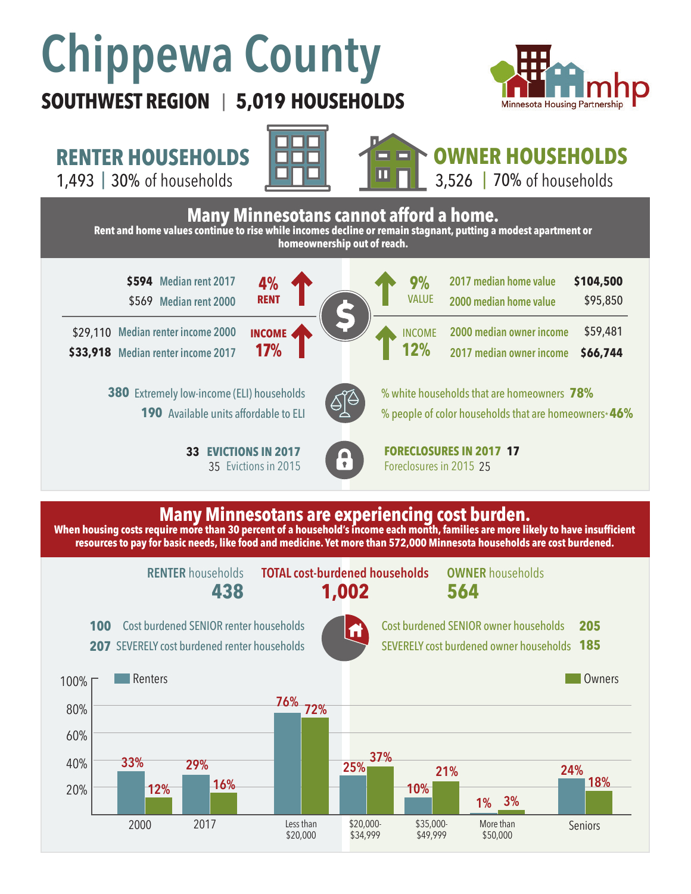# Chippewa County

**SOUTHWEST REGION | 5,019 HOUSEHOLDS**

Minnesota Housing Partnership

## RENTER HOUSEHOLDS
1,493 | 30% of households

## OWNER HOUSEHOLDS
3,526 | 70% of households

## Many Minnesotans cannot afford a home.

**Rent and home values continue to rise while incomes decline or remain stagnant, putting a modest apartment or homeownership out of reach.**

| Renters | | Owners | |
|---|---|---|---|
| **$594** Median rent 2017 | 4% RENT ↑ | 9% VALUE ↑ | 2017 median home value **$104,500** |
| $569 Median rent 2000 | | | 2000 median home value $95,850 |
| $29,110 Median renter income 2000 | INCOME 17% ↑ | INCOME 12% ↑ | 2000 median owner income $59,481 |
| **$33,918** Median renter income 2017 | | | 2017 median owner income **$66,744** |

**380** Extremely low-income (ELI) households
**190** Available units affordable to ELI

% white households that are homeowners **78%**
% people of color households that are homeowners* **46%**

**33 EVICTIONS IN 2017**
35 Evictions in 2015

**FORECLOSURES IN 2017 17**
Foreclosures in 2015 25

## Many Minnesotans are experiencing cost burden.

**When housing costs require more than 30 percent of a household's income each month, families are more likely to have insufficient resources to pay for basic needs, like food and medicine. Yet more than 572,000 Minnesota households are cost burdened.**

| RENTER households | TOTAL cost-burdened households | OWNER households |
|---|---|---|
| **438** | **1,002** | **564** |

**100** Cost burdened SENIOR renter households
**207** SEVERELY cost burdened renter households

Cost burdened SENIOR owner households **205**
SEVERELY cost burdened owner households **185**

| | Renters | Owners |
|---|---|---|
| 2000 | 33% | 12% |
| 2017 | 29% | 16% |
| Less than $20,000 | 76% | 72% |
| $20,000-$34,999 | 25% | 37% |
| $35,000-$49,999 | 10% | 21% |
| More than $50,000 | 1% | 3% |
| Seniors | 24% | 18% |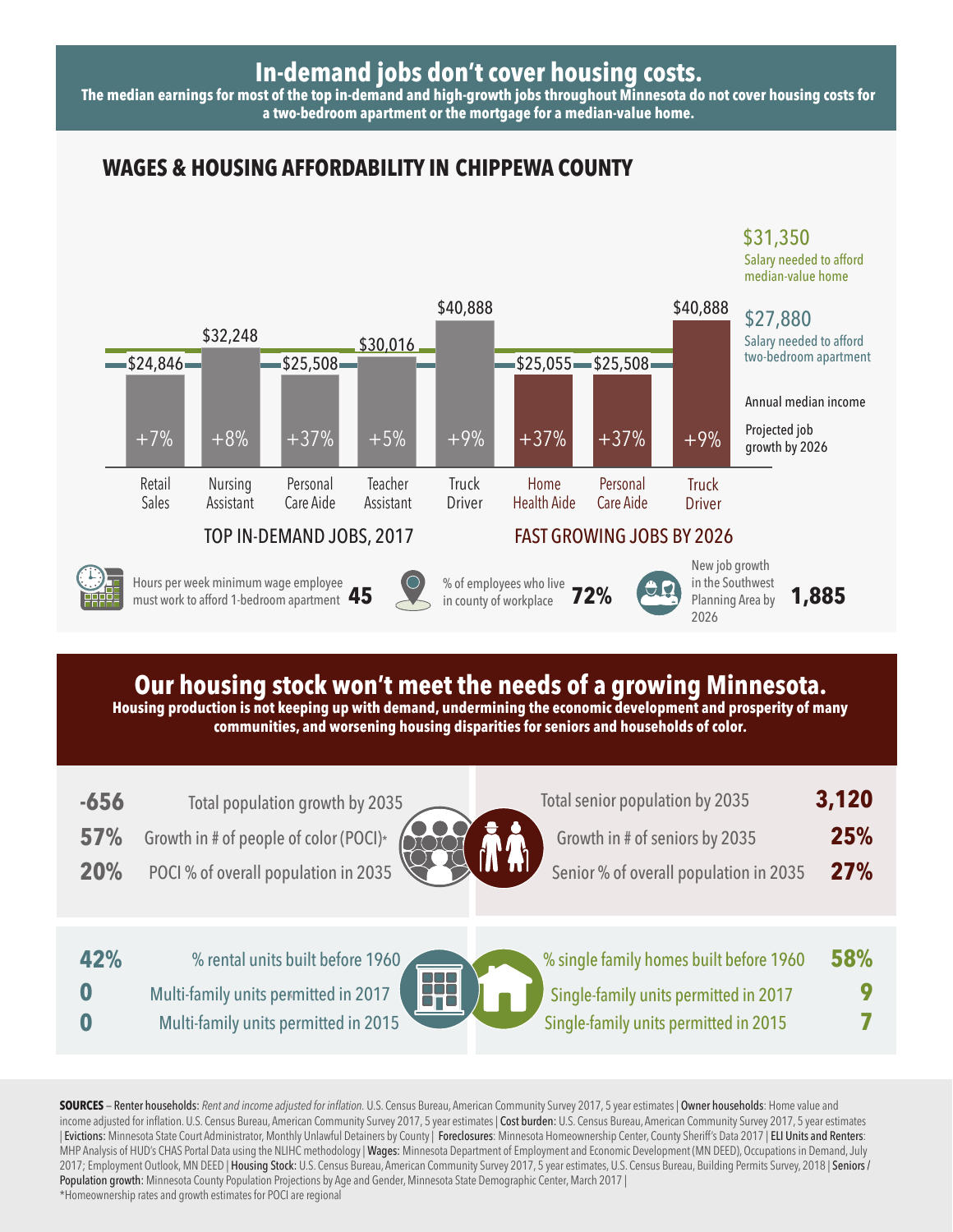# In-demand jobs don't cover housing costs.

**The median earnings for most of the top in-demand and high-growth jobs throughout Minnesota do not cover housing costs for a two-bedroom apartment or the mortgage for a median-value home.**

## WAGES & HOUSING AFFORDABILITY IN CHIPPEWA COUNTY

$31,350
Salary needed to afford median-value home

$27,880
Salary needed to afford two-bedroom apartment

Annual median income

Projected job growth by 2026

Retail Sales: $24,846, +7%
Nursing Assistant: $32,248, +8%
Personal Care Aide: $25,508, +37%
Teacher Assistant: $30,016, +5%
Truck Driver: $40,888, +9%

TOP IN-DEMAND JOBS, 2017

Home Health Aide: $25,055, +37%
Personal Care Aide: $25,508, +37%
Truck Driver: $40,888, +9%

FAST GROWING JOBS BY 2026

Hours per week minimum wage employee must work to afford 1-bedroom apartment **45**

% of employees who live in county of workplace **72%**

New job growth in the Southwest Planning Area by 2026 **1,885**

# Our housing stock won't meet the needs of a growing Minnesota.

**Housing production is not keeping up with demand, undermining the economic development and prosperity of many communities, and worsening housing disparities for seniors and households of color.**

**-656** Total population growth by 2035
**57%** Growth in # of people of color (POCI)*
**20%** POCI % of overall population in 2035

Total senior population by 2035 **3,120**
Growth in # of seniors by 2035 **25%**
Senior % of overall population in 2035 **27%**

**42%** % rental units built before 1960
**0** Multi-family units permitted in 2017
**0** Multi-family units permitted in 2015

% single family homes built before 1960 **58%**
Single-family units permitted in 2017 **9**
Single-family units permitted in 2015 **7**

**SOURCES** – Renter households: *Rent and income adjusted for inflation.* U.S. Census Bureau, American Community Survey 2017, 5 year estimates | Owner households: Home value and income adjusted for inflation. U.S. Census Bureau, American Community Survey 2017, 5 year estimates | Cost burden: U.S. Census Bureau, American Community Survey 2017, 5 year estimates | Evictions: Minnesota State Court Administrator, Monthly Unlawful Detainers by County | Foreclosures: Minnesota Homeownership Center, County Sheriff's Data 2017 | ELI Units and Renters: MHP Analysis of HUD's CHAS Portal Data using the NLIHC methodology | Wages: Minnesota Department of Employment and Economic Development (MN DEED), Occupations in Demand, July 2017; Employment Outlook, MN DEED | Housing Stock: U.S. Census Bureau, American Community Survey 2017, 5 year estimates, U.S. Census Bureau, Building Permits Survey, 2018 | Seniors / Population growth: Minnesota County Population Projections by Age and Gender, Minnesota State Demographic Center, March 2017 |
*Homeownership rates and growth estimates for POCI are regional